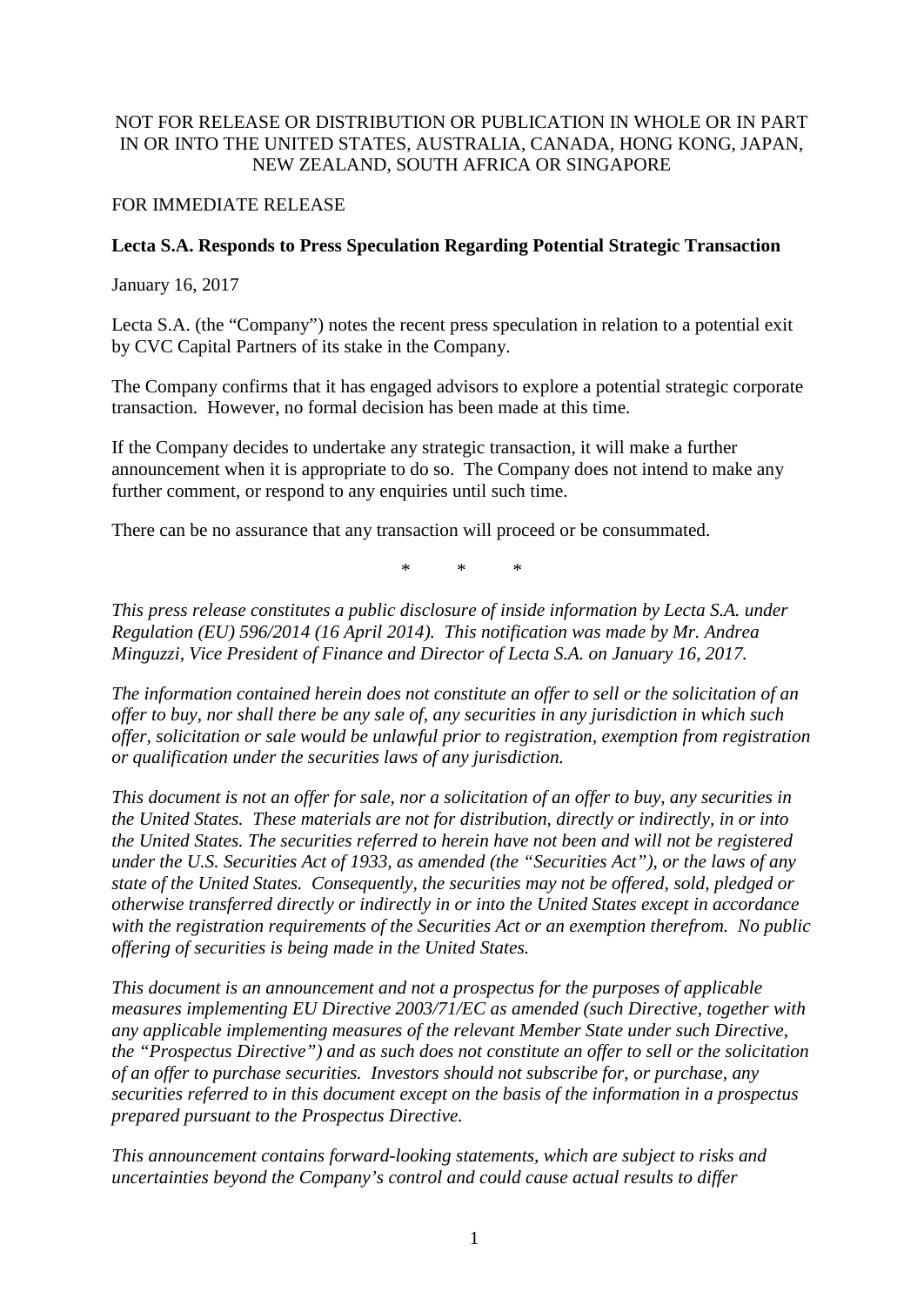NOT FOR RELEASE OR DISTRIBUTION OR PUBLICATION IN WHOLE OR IN PART IN OR INTO THE UNITED STATES, AUSTRALIA, CANADA, HONG KONG, JAPAN, NEW ZEALAND, SOUTH AFRICA OR SINGAPORE

FOR IMMEDIATE RELEASE

**Lecta S.A. Responds to Press Speculation Regarding Potential Strategic Transaction**

January 16, 2017

Lecta S.A. (the "Company") notes the recent press speculation in relation to a potential exit by CVC Capital Partners of its stake in the Company.

The Company confirms that it has engaged advisors to explore a potential strategic corporate transaction. However, no formal decision has been made at this time.

If the Company decides to undertake any strategic transaction, it will make a further announcement when it is appropriate to do so. The Company does not intend to make any further comment, or respond to any enquiries until such time.

There can be no assurance that any transaction will proceed or be consummated.

\* \* \*

*This press release constitutes a public disclosure of inside information by Lecta S.A. under Regulation (EU) 596/2014 (16 April 2014). This notification was made by Mr. Andrea Minguzzi, Vice President of Finance and Director of Lecta S.A. on January 16, 2017.*

*The information contained herein does not constitute an offer to sell or the solicitation of an offer to buy, nor shall there be any sale of, any securities in any jurisdiction in which such offer, solicitation or sale would be unlawful prior to registration, exemption from registration or qualification under the securities laws of any jurisdiction.*

*This document is not an offer for sale, nor a solicitation of an offer to buy, any securities in the United States. These materials are not for distribution, directly or indirectly, in or into the United States. The securities referred to herein have not been and will not be registered under the U.S. Securities Act of 1933, as amended (the "Securities Act"), or the laws of any state of the United States. Consequently, the securities may not be offered, sold, pledged or otherwise transferred directly or indirectly in or into the United States except in accordance with the registration requirements of the Securities Act or an exemption therefrom. No public offering of securities is being made in the United States.*

*This document is an announcement and not a prospectus for the purposes of applicable measures implementing EU Directive 2003/71/EC as amended (such Directive, together with any applicable implementing measures of the relevant Member State under such Directive, the "Prospectus Directive") and as such does not constitute an offer to sell or the solicitation of an offer to purchase securities. Investors should not subscribe for, or purchase, any securities referred to in this document except on the basis of the information in a prospectus prepared pursuant to the Prospectus Directive.*

*This announcement contains forward-looking statements, which are subject to risks and uncertainties beyond the Company's control and could cause actual results to differ*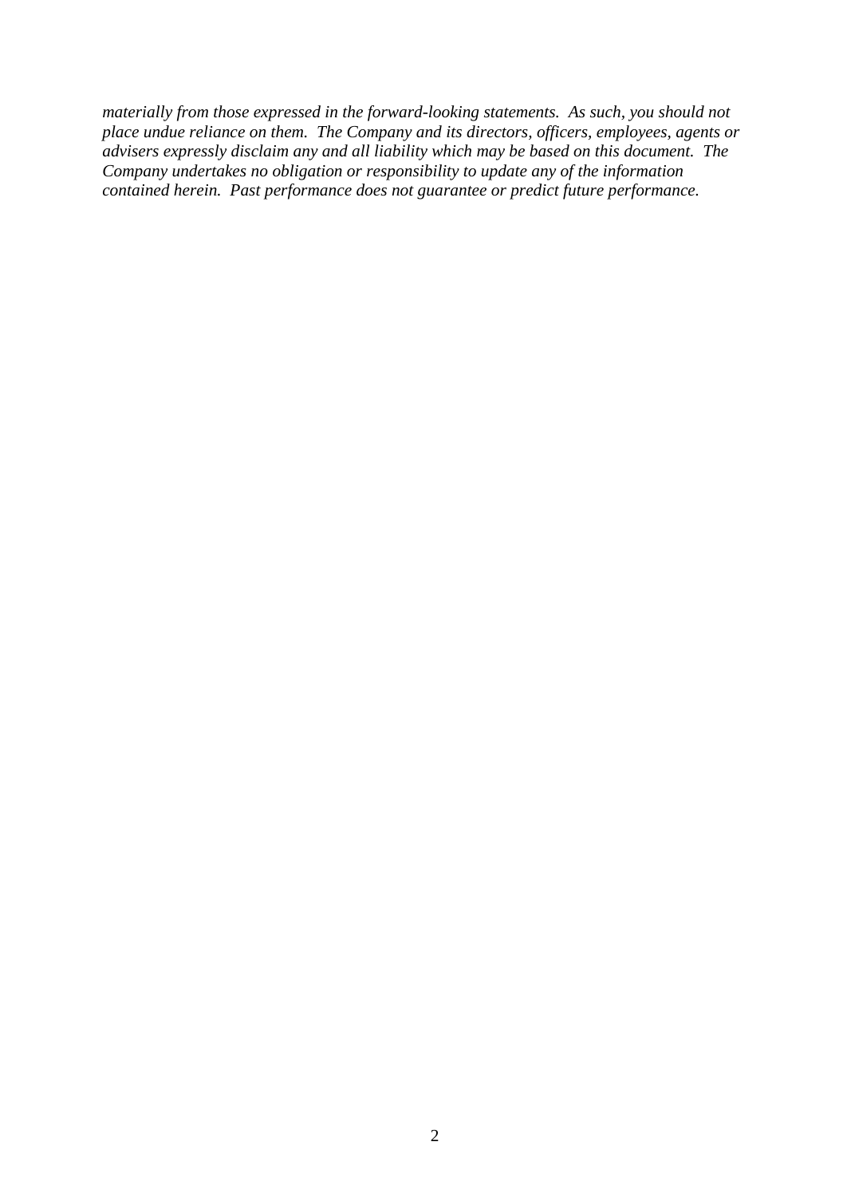*materially from those expressed in the forward-looking statements. As such, you should not place undue reliance on them. The Company and its directors, officers, employees, agents or advisers expressly disclaim any and all liability which may be based on this document. The Company undertakes no obligation or responsibility to update any of the information contained herein. Past performance does not guarantee or predict future performance.*